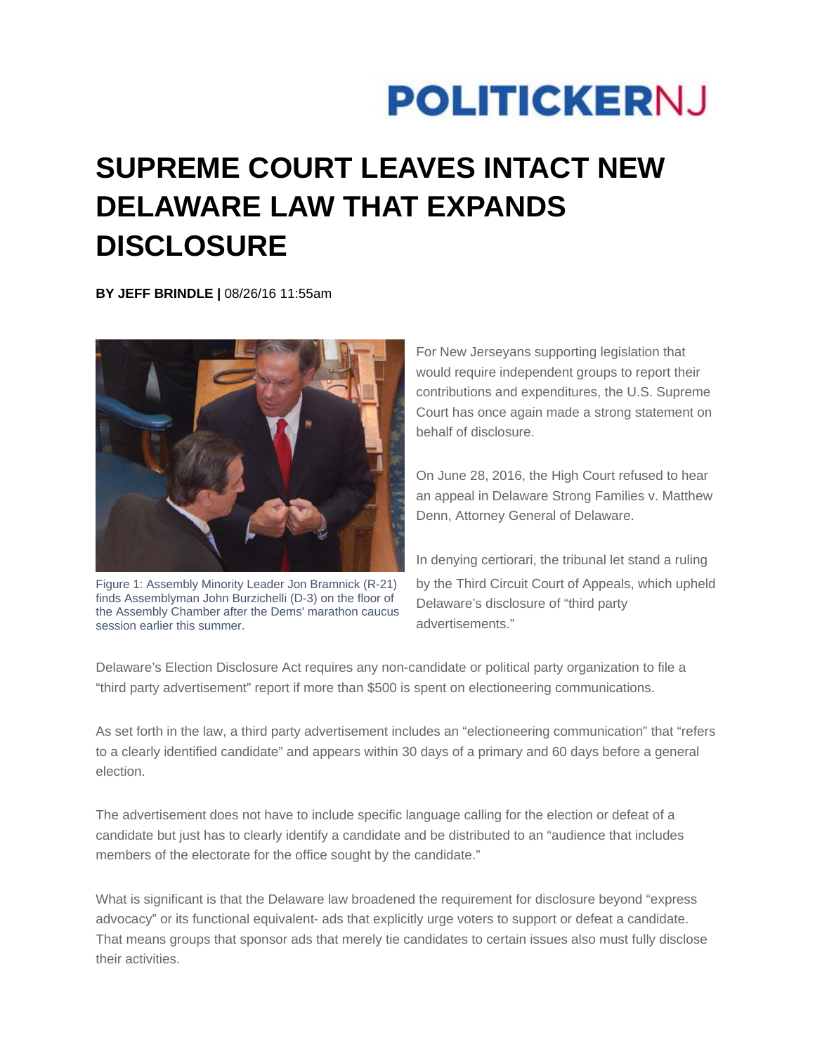# SUPREME COURT LEAVES INTACT NEW DELAWARE LAW THAT EXPANDS DISCLOSURE

**BY JEFF BRINDLE |** 08/26/16 11:55am

Figure 1: Assembly Minority Leader Jon Bramnick (R-21) finds Assemblyman John Burzichelli (D-3) on the floor of the Assembly Chamber after the Dems' marathon caucus session earlier this summer.

For New Jerseyans supporting legislation that would require independent groups to report their contributions and expenditures, the U.S. Supreme Court has once again made a strong statement on behalf of disclosure.

On June 28, 2016, the High Court refused to hear an appeal in Delaware Strong Families v. Matthew Denn, Attorney General of Delaware.

In denying certiorari, the tribunal let stand a ruling by the Third Circuit Court of Appeals, which upheld Delaware's disclosure of "third party advertisements."

Delaware's Election Disclosure Act requires any non-candidate or political party organization to file a "third party advertisement" report if more than $500 is spent on electioneering communications.

As set forth in the law, a third party advertisement includes an "electioneering communication" that "refers to a clearly identified candidate" and appears within 30 days of a primary and 60 days before a general election.

The advertisement does not have to include specific language calling for the election or defeat of a candidate but just has to clearly identify a candidate and be distributed to an "audience that includes members of the electorate for the office sought by the candidate."

What is significant is that the Delaware law broadened the requirement for disclosure beyond "express advocacy" or its functional equivalent- ads that explicitly urge voters to support or defeat a candidate. That means groups that sponsor ads that merely tie candidates to certain issues also must fully disclose their activities.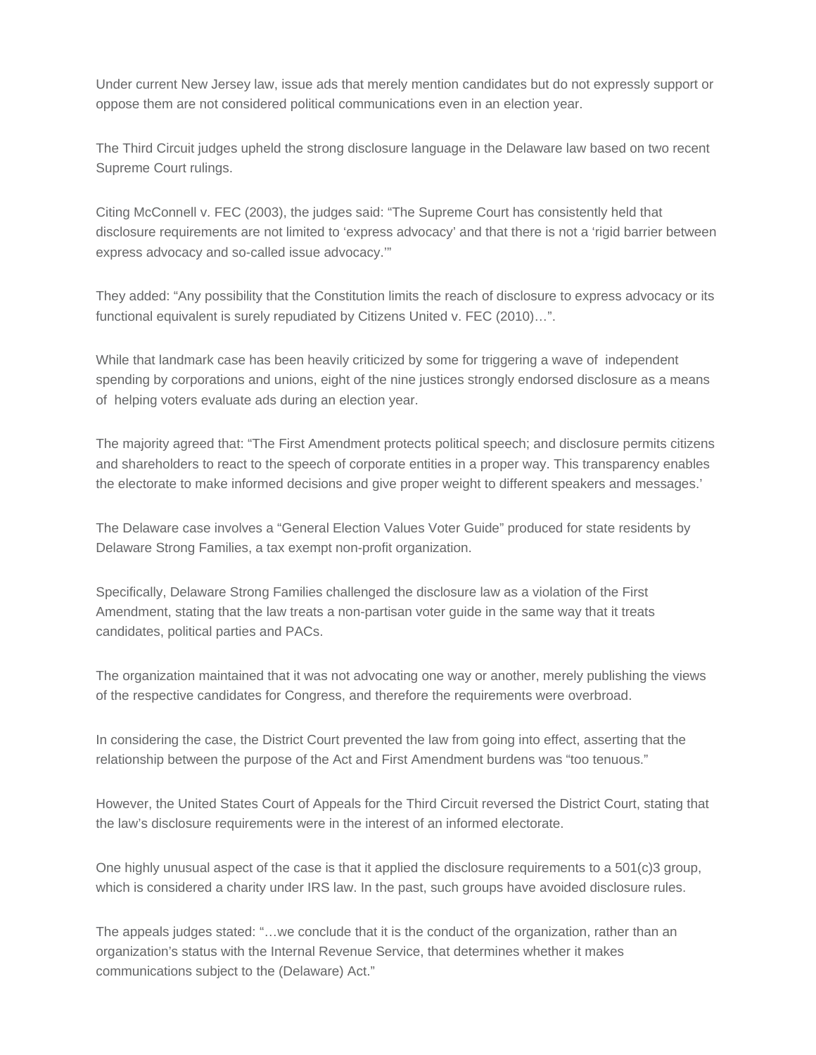Under current New Jersey law, issue ads that merely mention candidates but do not expressly support or oppose them are not considered political communications even in an election year.

The Third Circuit judges upheld the strong disclosure language in the Delaware law based on two recent Supreme Court rulings.

Citing McConnell v. FEC (2003), the judges said: “The Supreme Court has consistently held that disclosure requirements are not limited to ‘express advocacy’ and that there is not a ‘rigid barrier between express advocacy and so-called issue advocacy.’”

They added: “Any possibility that the Constitution limits the reach of disclosure to express advocacy or its functional equivalent is surely repudiated by Citizens United v. FEC (2010)…”.

While that landmark case has been heavily criticized by some for triggering a wave of independent spending by corporations and unions, eight of the nine justices strongly endorsed disclosure as a means of helping voters evaluate ads during an election year.

The majority agreed that: “The First Amendment protects political speech; and disclosure permits citizens and shareholders to react to the speech of corporate entities in a proper way. This transparency enables the electorate to make informed decisions and give proper weight to different speakers and messages.’

The Delaware case involves a “General Election Values Voter Guide” produced for state residents by Delaware Strong Families, a tax exempt non-profit organization.

Specifically, Delaware Strong Families challenged the disclosure law as a violation of the First Amendment, stating that the law treats a non-partisan voter guide in the same way that it treats candidates, political parties and PACs.

The organization maintained that it was not advocating one way or another, merely publishing the views of the respective candidates for Congress, and therefore the requirements were overbroad.

In considering the case, the District Court prevented the law from going into effect, asserting that the relationship between the purpose of the Act and First Amendment burdens was “too tenuous.”

However, the United States Court of Appeals for the Third Circuit reversed the District Court, stating that the law’s disclosure requirements were in the interest of an informed electorate.

One highly unusual aspect of the case is that it applied the disclosure requirements to a 501(c)3 group, which is considered a charity under IRS law. In the past, such groups have avoided disclosure rules.

The appeals judges stated: “…we conclude that it is the conduct of the organization, rather than an organization’s status with the Internal Revenue Service, that determines whether it makes communications subject to the (Delaware) Act.”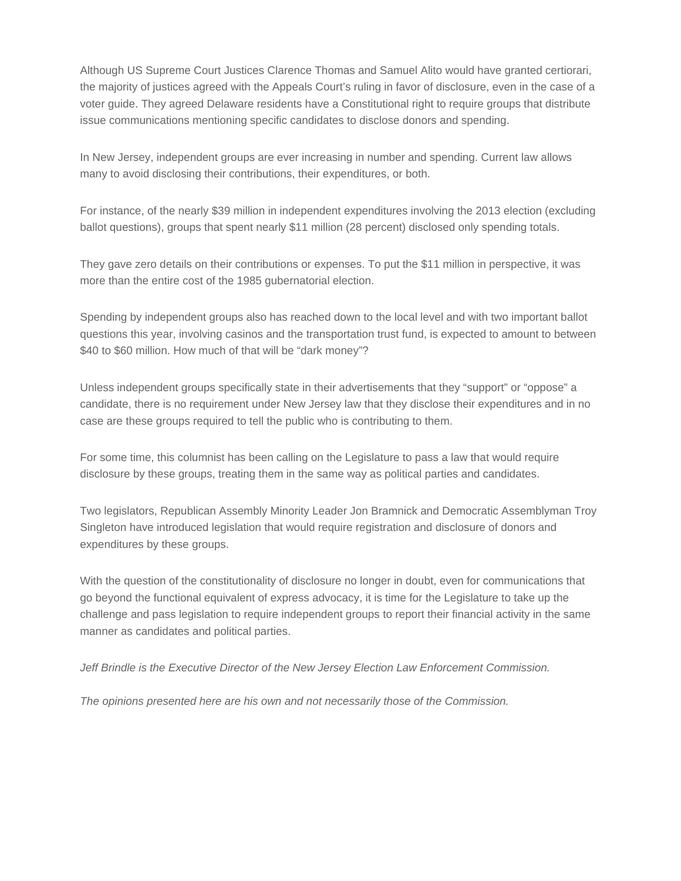Although US Supreme Court Justices Clarence Thomas and Samuel Alito would have granted certiorari, the majority of justices agreed with the Appeals Court's ruling in favor of disclosure, even in the case of a voter guide. They agreed Delaware residents have a Constitutional right to require groups that distribute issue communications mentioning specific candidates to disclose donors and spending.

In New Jersey, independent groups are ever increasing in number and spending. Current law allows many to avoid disclosing their contributions, their expenditures, or both.

For instance, of the nearly $39 million in independent expenditures involving the 2013 election (excluding ballot questions), groups that spent nearly $11 million (28 percent) disclosed only spending totals.

They gave zero details on their contributions or expenses. To put the $11 million in perspective, it was more than the entire cost of the 1985 gubernatorial election.

Spending by independent groups also has reached down to the local level and with two important ballot questions this year, involving casinos and the transportation trust fund, is expected to amount to between $40 to $60 million. How much of that will be "dark money"?

Unless independent groups specifically state in their advertisements that they "support" or "oppose" a candidate, there is no requirement under New Jersey law that they disclose their expenditures and in no case are these groups required to tell the public who is contributing to them.

For some time, this columnist has been calling on the Legislature to pass a law that would require disclosure by these groups, treating them in the same way as political parties and candidates.

Two legislators, Republican Assembly Minority Leader Jon Bramnick and Democratic Assemblyman Troy Singleton have introduced legislation that would require registration and disclosure of donors and expenditures by these groups.

With the question of the constitutionality of disclosure no longer in doubt, even for communications that go beyond the functional equivalent of express advocacy, it is time for the Legislature to take up the challenge and pass legislation to require independent groups to report their financial activity in the same manner as candidates and political parties.

*Jeff Brindle is the Executive Director of the New Jersey Election Law Enforcement Commission.*

*The opinions presented here are his own and not necessarily those of the Commission.*